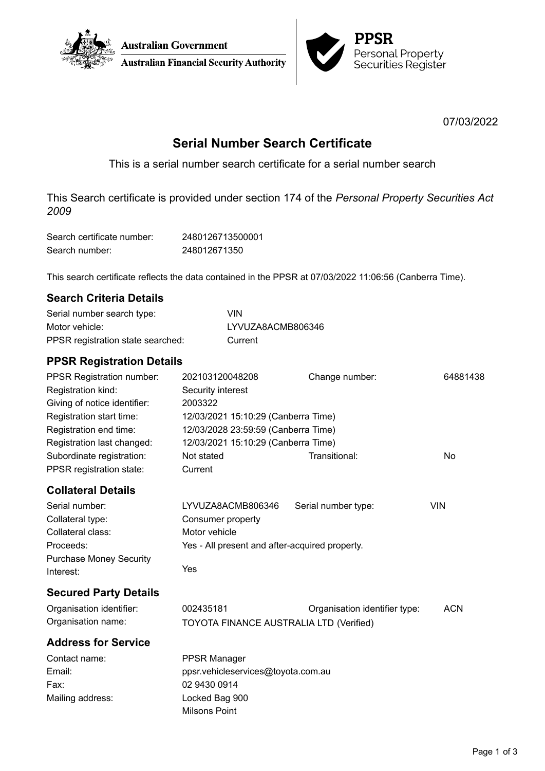Australian Government

Australian Financial Security Authority

PPSR
Personal Property Securities Register

07/03/2022

# Serial Number Search Certificate

This is a serial number search certificate for a serial number search

This Search certificate is provided under section 174 of the *Personal Property Securities Act 2009*

| | |
|---|---|
| Search certificate number: | 2480126713500001 |
| Search number: | 248012671350 |

This search certificate reflects the data contained in the PPSR at 07/03/2022 11:06:56 (Canberra Time).

## Search Criteria Details

| | |
|---|---|
| Serial number search type: | VIN |
| Motor vehicle: | LYVUZA8ACMB806346 |
| PPSR registration state searched: | Current |

## PPSR Registration Details

| | | | |
|---|---|---|---|
| PPSR Registration number: | 202103120048208 | Change number: | 64881438 |
| Registration kind: | Security interest | | |
| Giving of notice identifier: | 2003322 | | |
| Registration start time: | 12/03/2021 15:10:29 (Canberra Time) | | |
| Registration end time: | 12/03/2028 23:59:59 (Canberra Time) | | |
| Registration last changed: | 12/03/2021 15:10:29 (Canberra Time) | | |
| Subordinate registration: | Not stated | Transitional: | No |
| PPSR registration state: | Current | | |

## Collateral Details

| | | | |
|---|---|---|---|
| Serial number: | LYVUZA8ACMB806346 | Serial number type: | VIN |
| Collateral type: | Consumer property | | |
| Collateral class: | Motor vehicle | | |
| Proceeds: | Yes - All present and after-acquired property. | | |
| Purchase Money Security Interest: | Yes | | |

## Secured Party Details

| | | | |
|---|---|---|---|
| Organisation identifier: | 002435181 | Organisation identifier type: | ACN |
| Organisation name: | TOYOTA FINANCE AUSTRALIA LTD (Verified) | | |

## Address for Service

| | |
|---|---|
| Contact name: | PPSR Manager |
| Email: | ppsr.vehicleservices@toyota.com.au |
| Fax: | 02 9430 0914 |
| Mailing address: | Locked Bag 900<br>Milsons Point |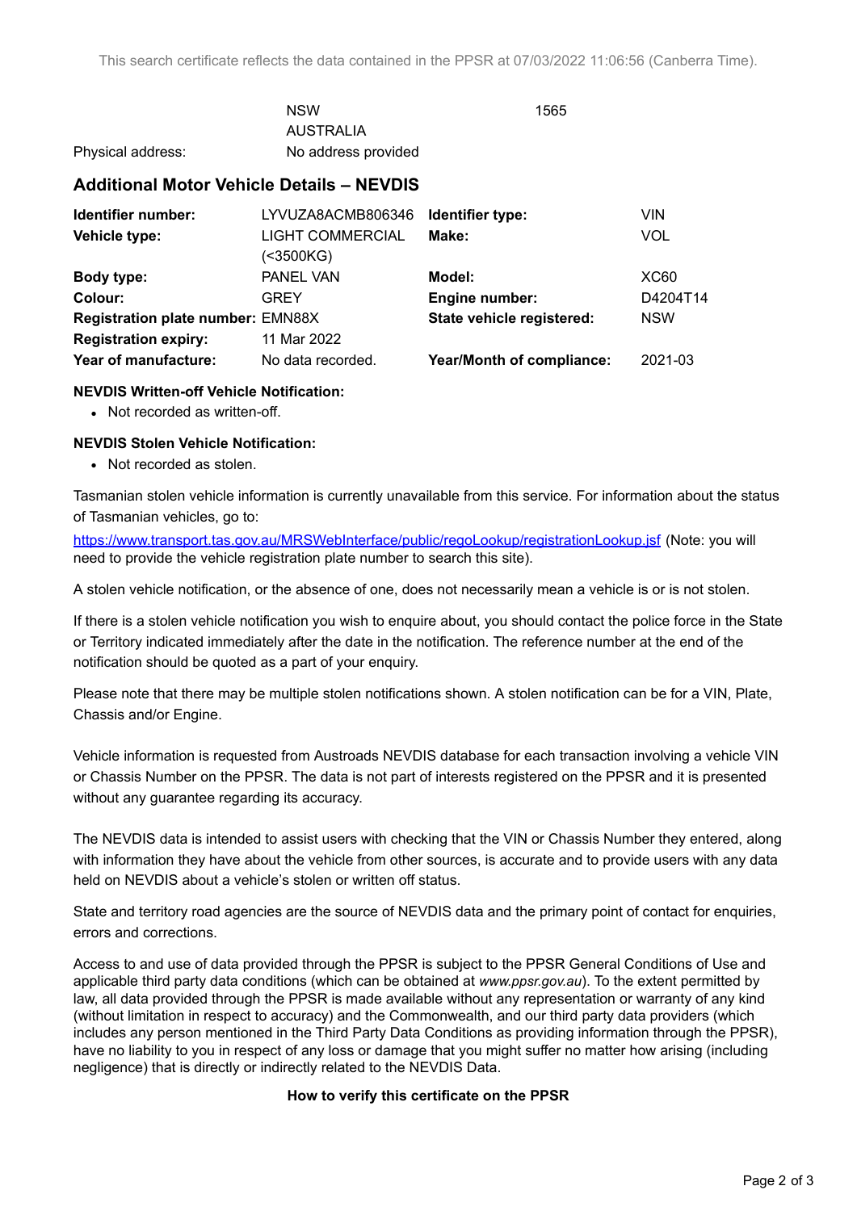This search certificate reflects the data contained in the PPSR at 07/03/2022 11:06:56 (Canberra Time).

| | | |
|---|---|---|
| | NSW | 1565 |
| | AUSTRALIA | |
| Physical address: | No address provided | |

## Additional Motor Vehicle Details – NEVDIS

| | | | |
|---|---|---|---|
| **Identifier number:** | LYVUZA8ACMB806346 | **Identifier type:** | VIN |
| **Vehicle type:** | LIGHT COMMERCIAL (<3500KG) | **Make:** | VOL |
| **Body type:** | PANEL VAN | **Model:** | XC60 |
| **Colour:** | GREY | **Engine number:** | D4204T14 |
| **Registration plate number:** | EMN88X | **State vehicle registered:** | NSW |
| **Registration expiry:** | 11 Mar 2022 | | |
| **Year of manufacture:** | No data recorded. | **Year/Month of compliance:** | 2021-03 |

**NEVDIS Written-off Vehicle Notification:**

- Not recorded as written-off.

**NEVDIS Stolen Vehicle Notification:**

- Not recorded as stolen.

Tasmanian stolen vehicle information is currently unavailable from this service. For information about the status of Tasmanian vehicles, go to:

https://www.transport.tas.gov.au/MRSWebInterface/public/regoLookup/registrationLookup.jsf (Note: you will need to provide the vehicle registration plate number to search this site).

A stolen vehicle notification, or the absence of one, does not necessarily mean a vehicle is or is not stolen.

If there is a stolen vehicle notification you wish to enquire about, you should contact the police force in the State or Territory indicated immediately after the date in the notification. The reference number at the end of the notification should be quoted as a part of your enquiry.

Please note that there may be multiple stolen notifications shown. A stolen notification can be for a VIN, Plate, Chassis and/or Engine.

Vehicle information is requested from Austroads NEVDIS database for each transaction involving a vehicle VIN or Chassis Number on the PPSR. The data is not part of interests registered on the PPSR and it is presented without any guarantee regarding its accuracy.

The NEVDIS data is intended to assist users with checking that the VIN or Chassis Number they entered, along with information they have about the vehicle from other sources, is accurate and to provide users with any data held on NEVDIS about a vehicle's stolen or written off status.

State and territory road agencies are the source of NEVDIS data and the primary point of contact for enquiries, errors and corrections.

Access to and use of data provided through the PPSR is subject to the PPSR General Conditions of Use and applicable third party data conditions (which can be obtained at *www.ppsr.gov.au*). To the extent permitted by law, all data provided through the PPSR is made available without any representation or warranty of any kind (without limitation in respect to accuracy) and the Commonwealth, and our third party data providers (which includes any person mentioned in the Third Party Data Conditions as providing information through the PPSR), have no liability to you in respect of any loss or damage that you might suffer no matter how arising (including negligence) that is directly or indirectly related to the NEVDIS Data.

**How to verify this certificate on the PPSR**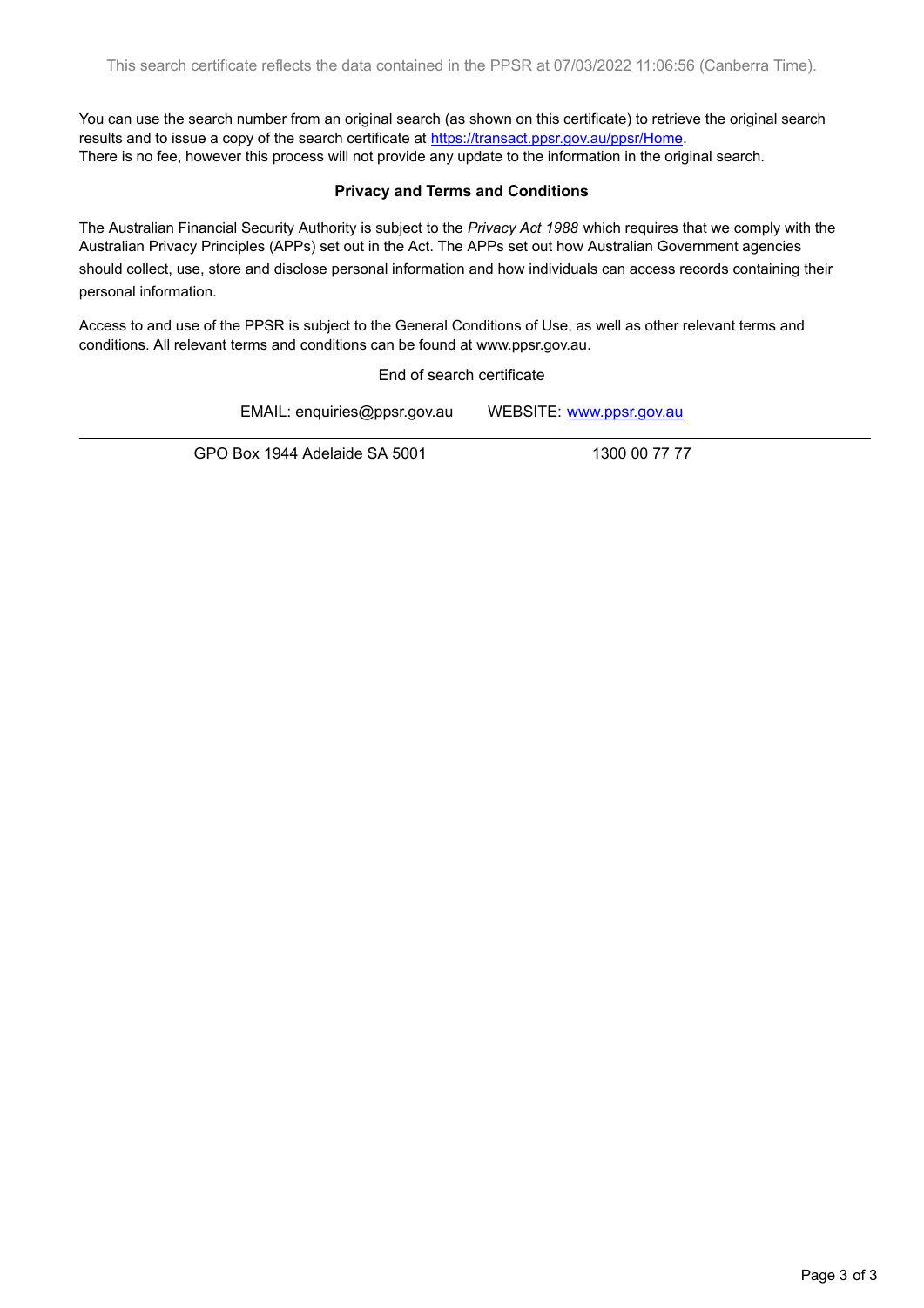This search certificate reflects the data contained in the PPSR at 07/03/2022 11:06:56 (Canberra Time).

You can use the search number from an original search (as shown on this certificate) to retrieve the original search results and to issue a copy of the search certificate at https://transact.ppsr.gov.au/ppsr/Home.
There is no fee, however this process will not provide any update to the information in the original search.

**Privacy and Terms and Conditions**

The Australian Financial Security Authority is subject to the *Privacy Act 1988* which requires that we comply with the Australian Privacy Principles (APPs) set out in the Act. The APPs set out how Australian Government agencies should collect, use, store and disclose personal information and how individuals can access records containing their personal information.

Access to and use of the PPSR is subject to the General Conditions of Use, as well as other relevant terms and conditions. All relevant terms and conditions can be found at www.ppsr.gov.au.

End of search certificate

EMAIL: enquiries@ppsr.gov.au WEBSITE: www.ppsr.gov.au

GPO Box 1944 Adelaide SA 5001 1300 00 77 77